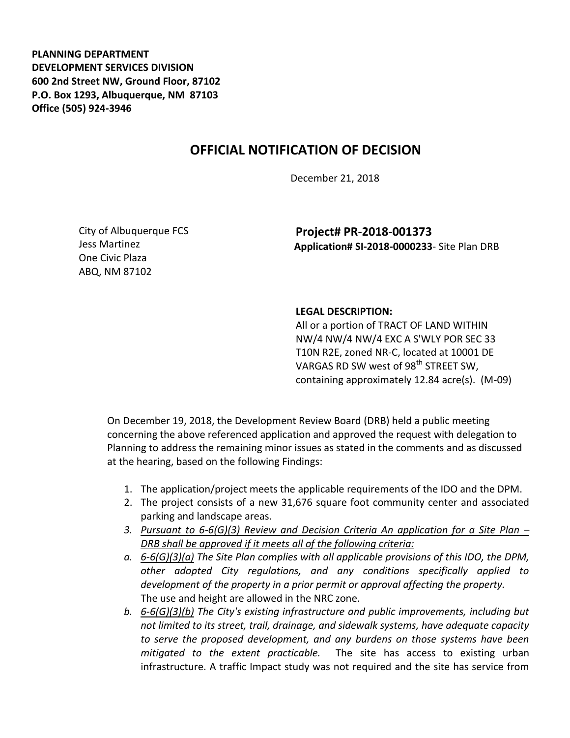**PLANNING DEPARTMENT**
**DEVELOPMENT SERVICES DIVISION**
**600 2nd Street NW, Ground Floor, 87102**
**P.O. Box 1293, Albuquerque, NM 87103**
**Office (505) 924-3946**

# OFFICIAL NOTIFICATION OF DECISION

December 21, 2018

City of Albuquerque FCS
Jess Martinez
One Civic Plaza
ABQ, NM 87102

**Project# PR-2018-001373**
**Application# SI-2018-0000233**- Site Plan DRB

**LEGAL DESCRIPTION:**
All or a portion of TRACT OF LAND WITHIN NW/4 NW/4 NW/4 EXC A S'WLY POR SEC 33 T10N R2E, zoned NR-C, located at 10001 DE VARGAS RD SW west of 98th STREET SW, containing approximately 12.84 acre(s). (M-09)

On December 19, 2018, the Development Review Board (DRB) held a public meeting concerning the above referenced application and approved the request with delegation to Planning to address the remaining minor issues as stated in the comments and as discussed at the hearing, based on the following Findings:

1. The application/project meets the applicable requirements of the IDO and the DPM.
2. The project consists of a new 31,676 square foot community center and associated parking and landscape areas.
3. *Pursuant to 6-6(G)(3) Review and Decision Criteria An application for a Site Plan – DRB shall be approved if it meets all of the following criteria:*

a. *6-6(G)(3)(a) The Site Plan complies with all applicable provisions of this IDO, the DPM, other adopted City regulations, and any conditions specifically applied to development of the property in a prior permit or approval affecting the property.* The use and height are allowed in the NRC zone.

b. *6-6(G)(3)(b) The City's existing infrastructure and public improvements, including but not limited to its street, trail, drainage, and sidewalk systems, have adequate capacity to serve the proposed development, and any burdens on those systems have been mitigated to the extent practicable.* The site has access to existing urban infrastructure. A traffic Impact study was not required and the site has service from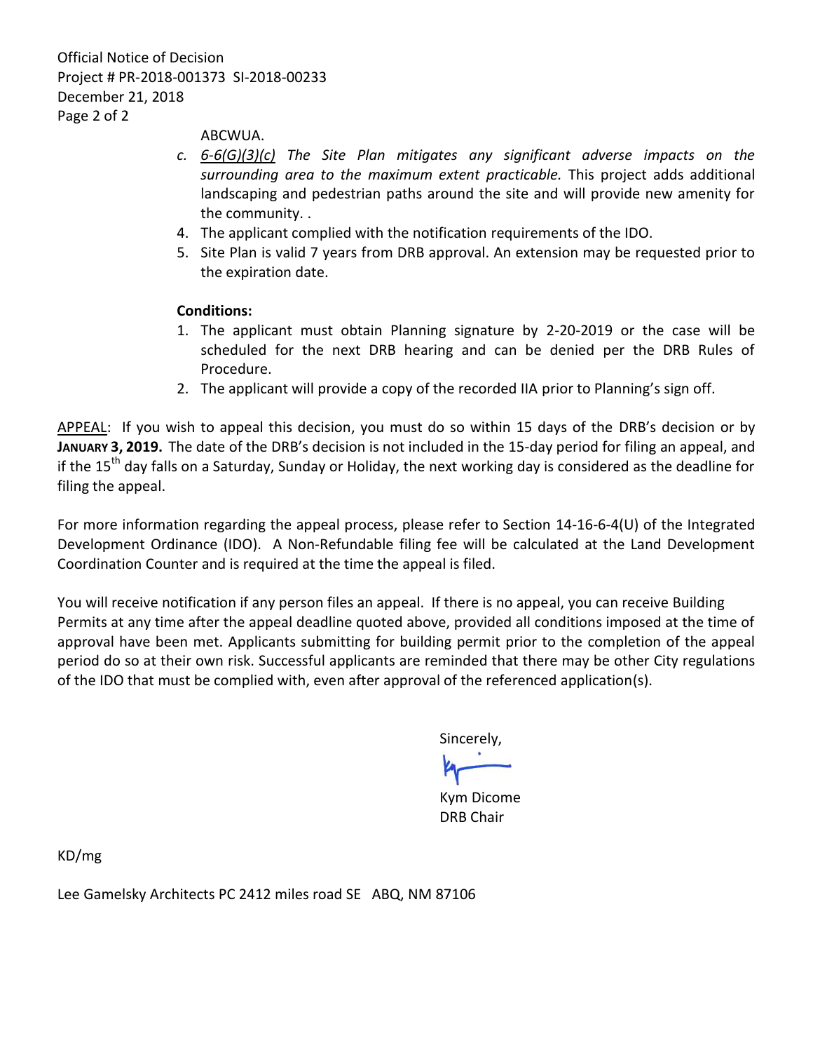ABCWUA.

c. *6-6(G)(3)(c) The Site Plan mitigates any significant adverse impacts on the surrounding area to the maximum extent practicable.* This project adds additional landscaping and pedestrian paths around the site and will provide new amenity for the community. .

4. The applicant complied with the notification requirements of the IDO.
5. Site Plan is valid 7 years from DRB approval. An extension may be requested prior to the expiration date.

**Conditions:**

1. The applicant must obtain Planning signature by 2-20-2019 or the case will be scheduled for the next DRB hearing and can be denied per the DRB Rules of Procedure.
2. The applicant will provide a copy of the recorded IIA prior to Planning's sign off.

APPEAL: If you wish to appeal this decision, you must do so within 15 days of the DRB's decision or by **JANUARY 3, 2019.** The date of the DRB's decision is not included in the 15-day period for filing an appeal, and if the 15th day falls on a Saturday, Sunday or Holiday, the next working day is considered as the deadline for filing the appeal.

For more information regarding the appeal process, please refer to Section 14-16-6-4(U) of the Integrated Development Ordinance (IDO). A Non-Refundable filing fee will be calculated at the Land Development Coordination Counter and is required at the time the appeal is filed.

You will receive notification if any person files an appeal. If there is no appeal, you can receive Building Permits at any time after the appeal deadline quoted above, provided all conditions imposed at the time of approval have been met. Applicants submitting for building permit prior to the completion of the appeal period do so at their own risk. Successful applicants are reminded that there may be other City regulations of the IDO that must be complied with, even after approval of the referenced application(s).

Sincerely,

Kym Dicome
DRB Chair

KD/mg

Lee Gamelsky Architects PC 2412 miles road SE ABQ, NM 87106